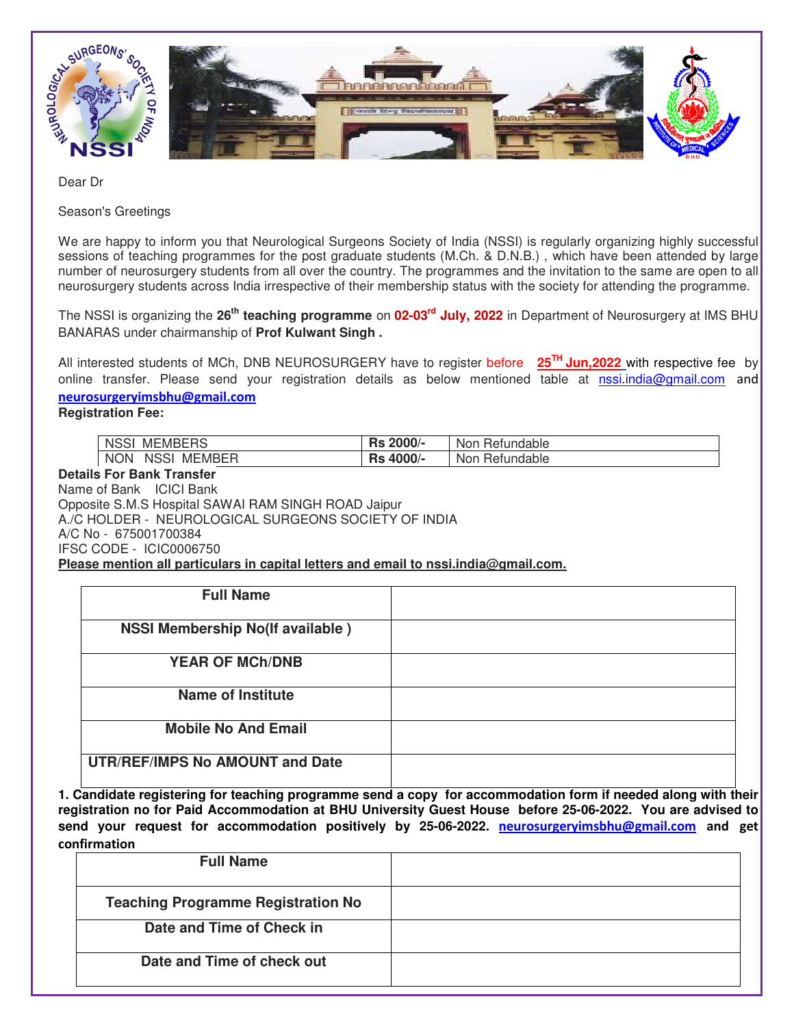Dear Dr

Season's Greetings

We are happy to inform you that Neurological Surgeons Society of India (NSSI) is regularly organizing highly successful sessions of teaching programmes for the post graduate students (M.Ch. & D.N.B.) , which have been attended by large number of neurosurgery students from all over the country. The programmes and the invitation to the same are open to all neurosurgery students across India irrespective of their membership status with the society for attending the programme.

The NSSI is organizing the **26th teaching programme** on **02-03rd July, 2022** in Department of Neurosurgery at IMS BHU BANARAS under chairmanship of **Prof Kulwant Singh .**

All interested students of MCh, DNB NEUROSURGERY have to register before **25TH Jun,2022** with respective fee by online transfer. Please send your registration details as below mentioned table at nssi.india@gmail.com and **neurosurgeryimsbhu@gmail.com**

**Registration Fee:**

| NSSI MEMBERS | **Rs 2000/-** | Non Refundable |
|---|---|---|
| NON NSSI MEMBER | **Rs 4000/-** | Non Refundable |

**Details For Bank Transfer**

Name of Bank ICICI Bank

Opposite S.M.S Hospital SAWAI RAM SINGH ROAD Jaipur

A./C HOLDER - NEUROLOGICAL SURGEONS SOCIETY OF INDIA

A/C No - 675001700384

IFSC CODE - ICIC0006750

**Please mention all particulars in capital letters and email to nssi.india@gmail.com.**

| **Full Name** | |
|---|---|
| **NSSI Membership No(If available )** | |
| **YEAR OF MCh/DNB** | |
| **Name of Institute** | |
| **Mobile No And Email** | |
| **UTR/REF/IMPS No AMOUNT and Date** | |

**1. Candidate registering for teaching programme send a copy for accommodation form if needed along with their registration no for Paid Accommodation at BHU University Guest House before 25-06-2022. You are advised to send your request for accommodation positively by 25-06-2022. neurosurgeryimsbhu@gmail.com and get confirmation**

| **Full Name** | |
|---|---|
| **Teaching Programme Registration No** | |
| **Date and Time of Check in** | |
| **Date and Time of check out** | |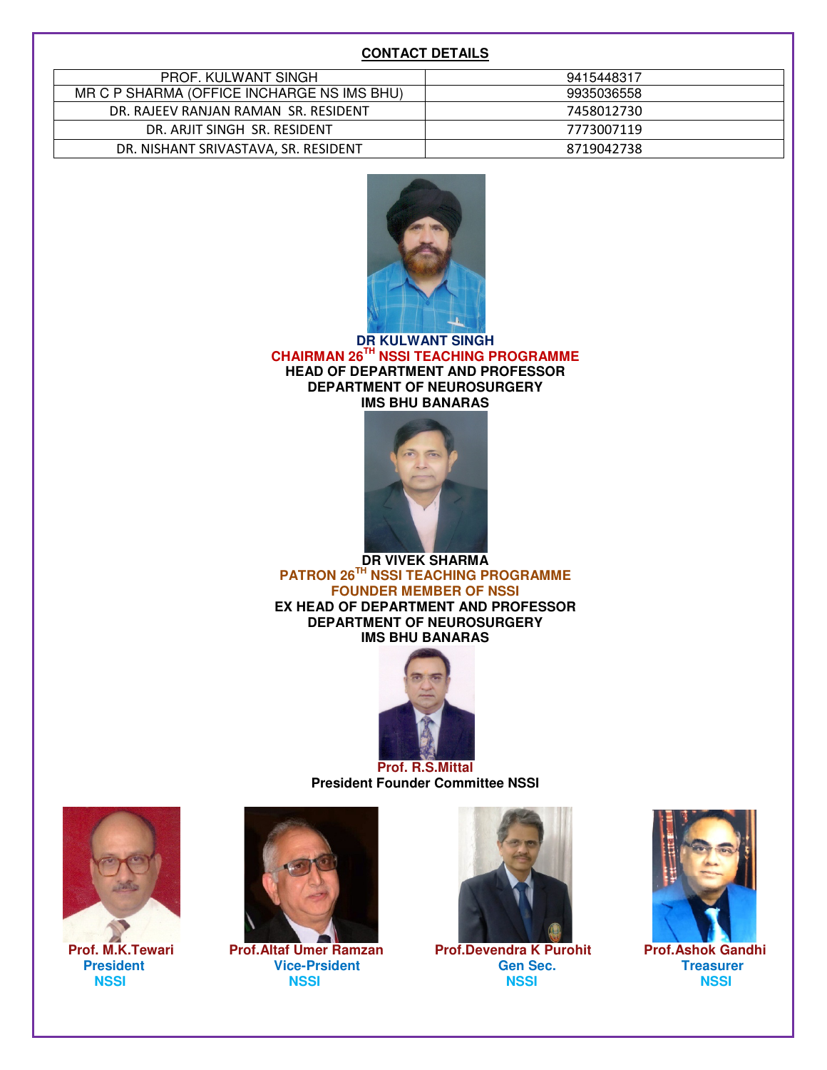## CONTACT DETAILS

| | |
|---|---|
| PROF. KULWANT SINGH | 9415448317 |
| MR C P SHARMA (OFFICE INCHARGE NS IMS BHU) | 9935036558 |
| DR. RAJEEV RANJAN RAMAN SR. RESIDENT | 7458012730 |
| DR. ARJIT SINGH SR. RESIDENT | 7773007119 |
| DR. NISHANT SRIVASTAVA, SR. RESIDENT | 8719042738 |

**DR KULWANT SINGH**
**CHAIRMAN 26TH NSSI TEACHING PROGRAMME**
**HEAD OF DEPARTMENT AND PROFESSOR**
**DEPARTMENT OF NEUROSURGERY**
**IMS BHU BANARAS**

**DR VIVEK SHARMA**
**PATRON 26TH NSSI TEACHING PROGRAMME**
**FOUNDER MEMBER OF NSSI**
**EX HEAD OF DEPARTMENT AND PROFESSOR**
**DEPARTMENT OF NEUROSURGERY**
**IMS BHU BANARAS**

**Prof. R.S.Mittal**
**President Founder Committee NSSI**

**Prof. M.K.Tewari**
**President**
**NSSI**

**Prof.Altaf Umer Ramzan**
**Vice-Prsident**
**NSSI**

**Prof.Devendra K Purohit**
**Gen Sec.**
**NSSI**

**Prof.Ashok Gandhi**
**Treasurer**
**NSSI**